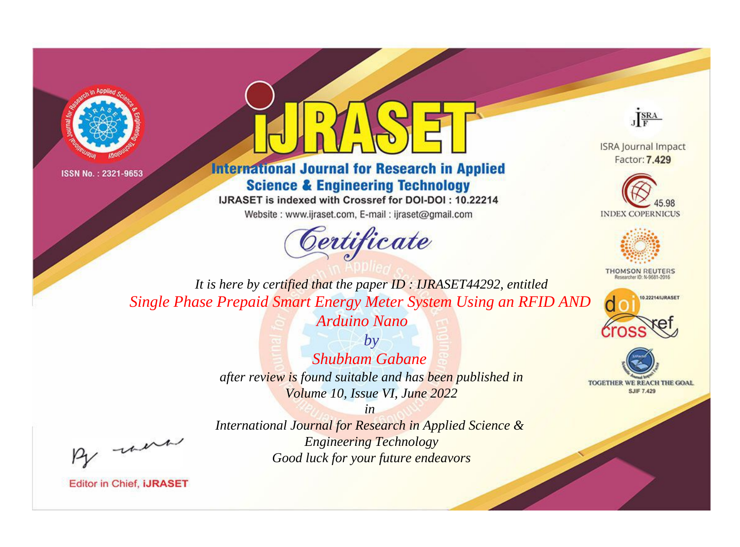ISSN No. : 2321-9653

# iJRASET

## International Journal for Research in Applied Science & Engineering Technology

IJRASET is indexed with Crossref for DOI-DOI : 10.22214

Website : www.ijraset.com, E-mail : ijraset@gmail.com

ISRA Journal Impact Factor: **7.429**

45.98 INDEX COPERNICUS

THOMSON REUTERS Researcher ID: N-9681-2016

10.22214/IJRASET

TOGETHER WE REACH THE GOAL SJIF 7.429

# *Certificate*

*It is here by certified that the paper ID : IJRASET44292, entitled*

*Single Phase Prepaid Smart Energy Meter System Using an RFID AND Arduino Nano*

*by*

*Shubham Gabane*

*after review is found suitable and has been published in*

*Volume 10, Issue VI, June 2022*

*in*

*International Journal for Research in Applied Science & Engineering Technology*

*Good luck for your future endeavors*

Editor in Chief, **iJRASET**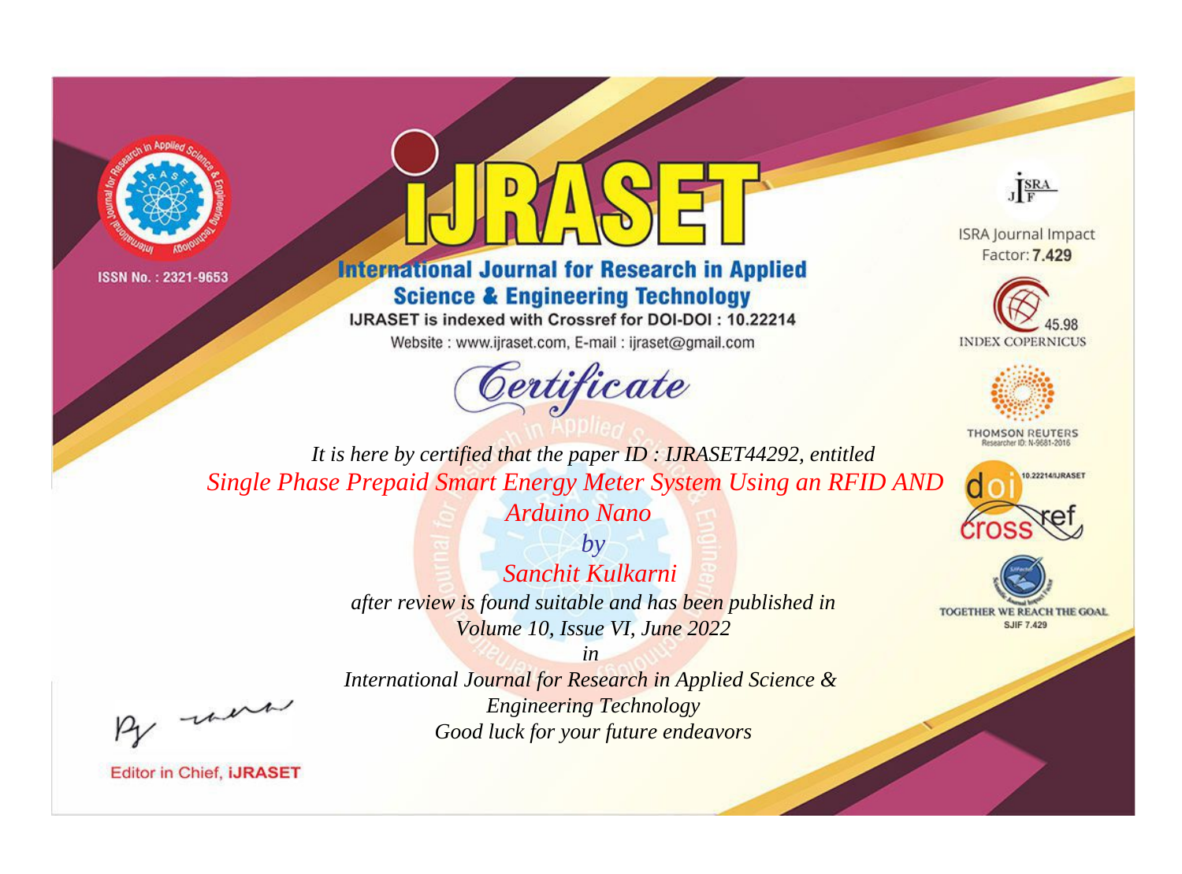ISSN No. : 2321-9653

# IJRASET

## International Journal for Research in Applied Science & Engineering Technology

IJRASET is indexed with Crossref for DOI-DOI : 10.22214

Website : www.ijraset.com, E-mail : ijraset@gmail.com

ISRA Journal Impact Factor: **7.429**

45.98 INDEX COPERNICUS

THOMSON REUTERS Researcher ID: N-9681-2016

10.22214/IJRASET

TOGETHER WE REACH THE GOAL SJIF 7.429

*Certificate*

*It is here by certified that the paper ID : IJRASET44292, entitled*

*Single Phase Prepaid Smart Energy Meter System Using an RFID AND Arduino Nano*

*by*

*Sanchit Kulkarni*

*after review is found suitable and has been published in*

*Volume 10, Issue VI, June 2022*

*in*

*International Journal for Research in Applied Science & Engineering Technology*

*Good luck for your future endeavors*

Editor in Chief, **iJRASET**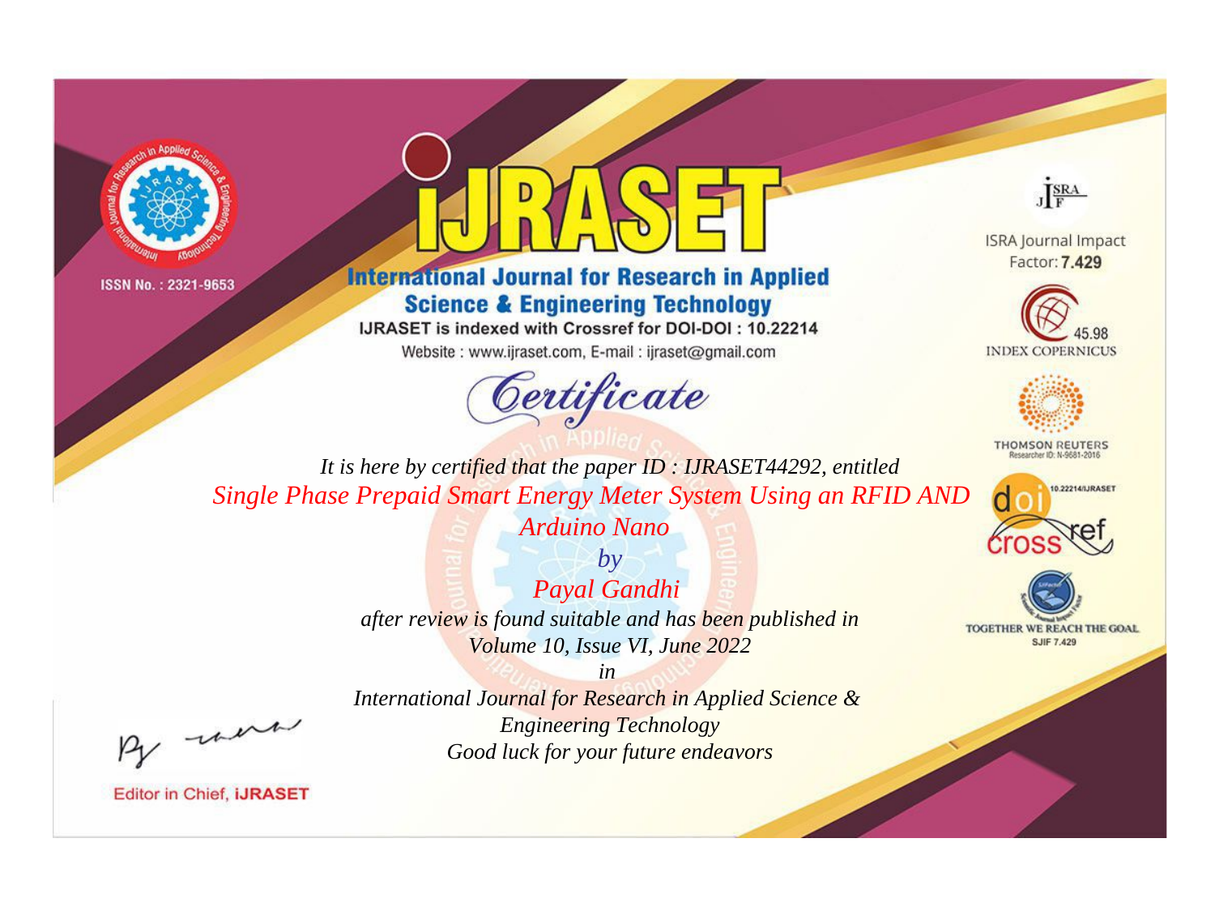ISSN No. : 2321-9653

# iJRASET

## International Journal for Research in Applied Science & Engineering Technology

IJRASET is indexed with Crossref for DOI-DOI : 10.22214

Website : www.ijraset.com, E-mail : ijraset@gmail.com

ISRA Journal Impact Factor: **7.429**

45.98 INDEX COPERNICUS

THOMSON REUTERS Researcher ID: N-9681-2016

10.22214/IJRASET

TOGETHER WE REACH THE GOAL SJIF 7.429

# *Certificate*

*It is here by certified that the paper ID : IJRASET44292, entitled*

*Single Phase Prepaid Smart Energy Meter System Using an RFID AND Arduino Nano*

*by*

*Payal Gandhi*

*after review is found suitable and has been published in*

*Volume 10, Issue VI, June 2022*

*in*

*International Journal for Research in Applied Science & Engineering Technology*

*Good luck for your future endeavors*

Editor in Chief, **iJRASET**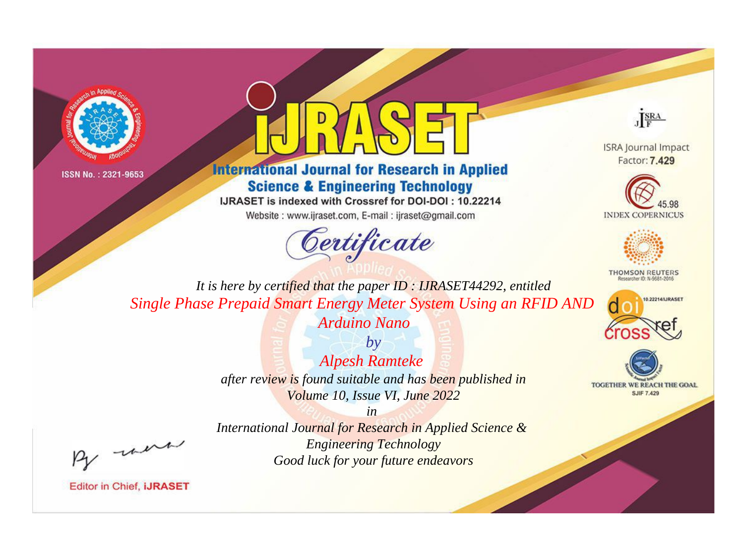ISSN No. : 2321-9653

# iJRASET

## International Journal for Research in Applied Science & Engineering Technology

IJRASET is indexed with Crossref for DOI-DOI : 10.22214

Website : www.ijraset.com, E-mail : ijraset@gmail.com

ISRA Journal Impact Factor: **7.429**

45.98 INDEX COPERNICUS

THOMSON REUTERS Researcher ID: N-9681-2016

10.22214/IJRASET

TOGETHER WE REACH THE GOAL SJIF 7.429

# *Certificate*

*It is here by certified that the paper ID : IJRASET44292, entitled*

*Single Phase Prepaid Smart Energy Meter System Using an RFID AND Arduino Nano*

*by*

*Alpesh Ramteke*

*after review is found suitable and has been published in*

*Volume 10, Issue VI, June 2022*

*in*

*International Journal for Research in Applied Science & Engineering Technology*

*Good luck for your future endeavors*

Editor in Chief, **iJRASET**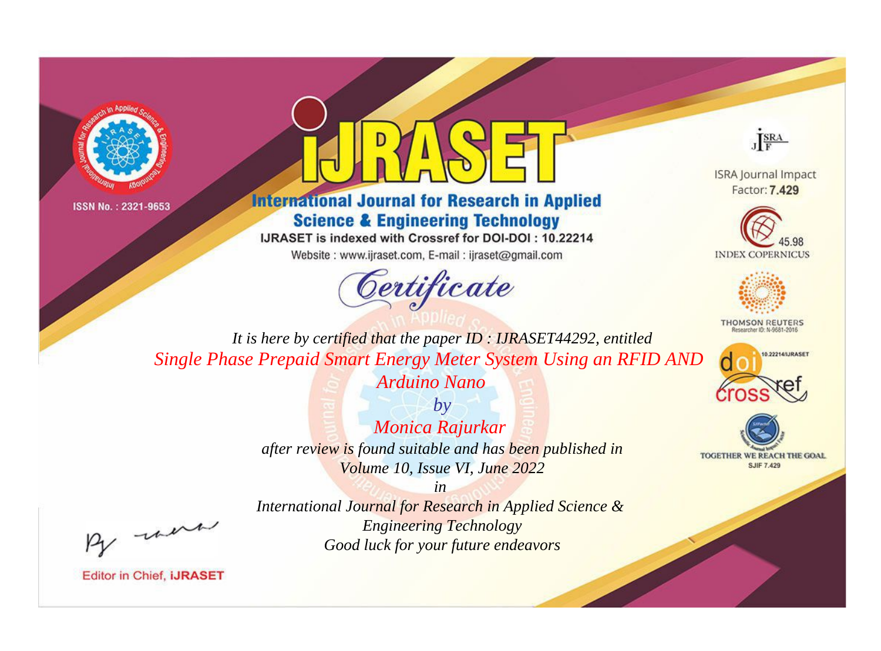ISSN No. : 2321-9653

# IJRASET

## International Journal for Research in Applied Science & Engineering Technology

IJRASET is indexed with Crossref for DOI-DOI : 10.22214

Website : www.ijraset.com, E-mail : ijraset@gmail.com

*Certificate*

ISRA Journal Impact Factor: **7.429**

45.98 INDEX COPERNICUS

THOMSON REUTERS Researcher ID: N-9681-2016

10.22214/IJRASET

TOGETHER WE REACH THE GOAL SJIF 7.429

*It is here by certified that the paper ID : IJRASET44292, entitled*

*Single Phase Prepaid Smart Energy Meter System Using an RFID AND Arduino Nano*

*by*

*Monica Rajurkar*

*after review is found suitable and has been published in*

*Volume 10, Issue VI, June 2022*

*in*

*International Journal for Research in Applied Science & Engineering Technology*

*Good luck for your future endeavors*

Editor in Chief, **iJRASET**